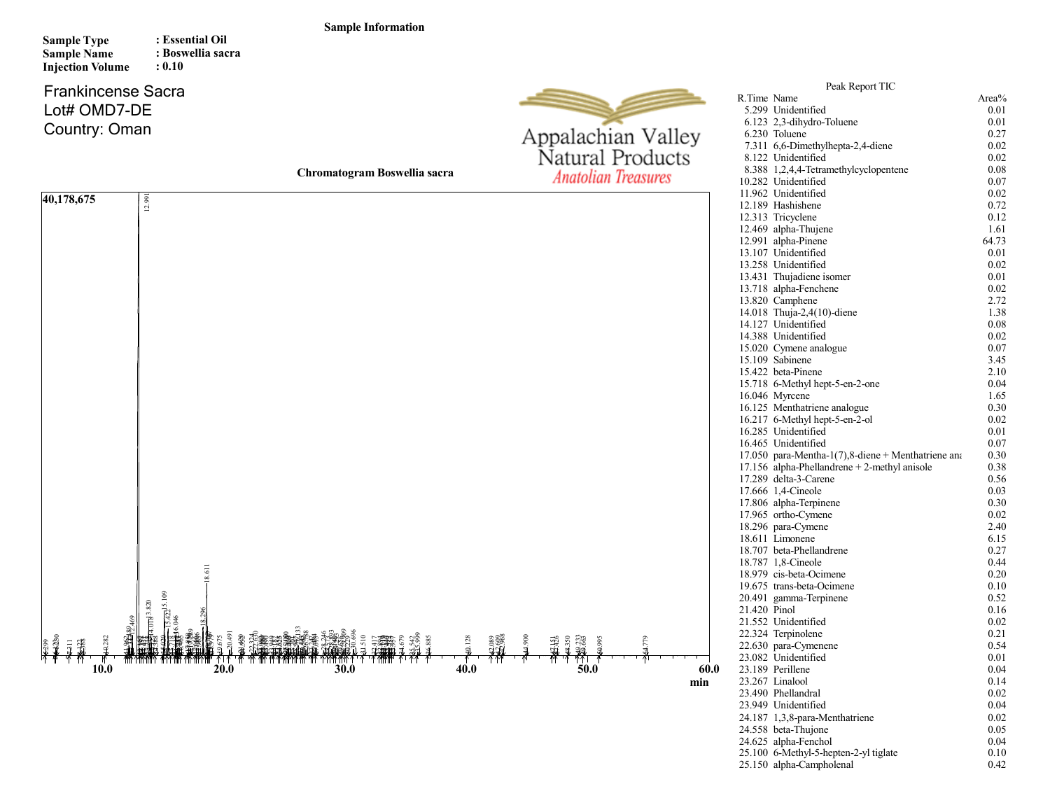**Sample Information**

**Sample Type** : **Essential Oil**
**Sample Name** : **Boswellia sacra**
**Injection Volume** : **0.10**

Frankincense Sacra
Lot# OMD7-DE
Country: Oman

Appalachian Valley Natural Products
*Anatolian Treasures*

**Chromatogram Boswellia sacra**

**40,178,675**

**10.0** **20.0** **30.0** **40.0** **50.0** **60.0** **min**

Peak Report TIC

| R.Time | Name | Area% |
|---|---|---|
| 5.299 | Unidentified | 0.01 |
| 6.123 | 2,3-dihydro-Toluene | 0.01 |
| 6.230 | Toluene | 0.27 |
| 7.311 | 6,6-Dimethylhepta-2,4-diene | 0.02 |
| 8.122 | Unidentified | 0.02 |
| 8.388 | 1,2,4,4-Tetramethylcyclopentene | 0.08 |
| 10.282 | Unidentified | 0.07 |
| 11.962 | Unidentified | 0.02 |
| 12.189 | Hashishene | 0.72 |
| 12.313 | Tricyclene | 0.12 |
| 12.469 | alpha-Thujene | 1.61 |
| 12.991 | alpha-Pinene | 64.73 |
| 13.107 | Unidentified | 0.01 |
| 13.258 | Unidentified | 0.02 |
| 13.431 | Thujadiene isomer | 0.01 |
| 13.718 | alpha-Fenchene | 0.02 |
| 13.820 | Camphene | 2.72 |
| 14.018 | Thuja-2,4(10)-diene | 1.38 |
| 14.127 | Unidentified | 0.08 |
| 14.388 | Unidentified | 0.02 |
| 15.020 | Cymene analogue | 0.07 |
| 15.109 | Sabinene | 3.45 |
| 15.422 | beta-Pinene | 2.10 |
| 15.718 | 6-Methyl hept-5-en-2-one | 0.04 |
| 16.046 | Myrcene | 1.65 |
| 16.125 | Menthatriene analogue | 0.30 |
| 16.217 | 6-Methyl hept-5-en-2-ol | 0.02 |
| 16.285 | Unidentified | 0.01 |
| 16.465 | Unidentified | 0.07 |
| 17.050 | para-Mentha-1(7),8-diene + Menthatriene ana | 0.30 |
| 17.156 | alpha-Phellandrene + 2-methyl anisole | 0.38 |
| 17.289 | delta-3-Carene | 0.56 |
| 17.666 | 1,4-Cineole | 0.03 |
| 17.806 | alpha-Terpinene | 0.30 |
| 17.965 | ortho-Cymene | 0.02 |
| 18.296 | para-Cymene | 2.40 |
| 18.611 | Limonene | 6.15 |
| 18.707 | beta-Phellandrene | 0.27 |
| 18.787 | 1,8-Cineole | 0.44 |
| 18.979 | cis-beta-Ocimene | 0.20 |
| 19.675 | trans-beta-Ocimene | 0.10 |
| 20.491 | gamma-Terpinene | 0.52 |
| 21.420 | Pinol | 0.16 |
| 21.552 | Unidentified | 0.02 |
| 22.324 | Terpinolene | 0.21 |
| 22.630 | para-Cymenene | 0.54 |
| 23.082 | Unidentified | 0.01 |
| 23.189 | Perillene | 0.04 |
| 23.267 | Linalool | 0.14 |
| 23.490 | Phellandral | 0.02 |
| 23.949 | Unidentified | 0.04 |
| 24.187 | 1,3,8-para-Menthatriene | 0.02 |
| 24.558 | beta-Thujone | 0.05 |
| 24.625 | alpha-Fenchol | 0.04 |
| 25.100 | 6-Methyl-5-hepten-2-yl tiglate | 0.10 |
| 25.150 | alpha-Campholenal | 0.42 |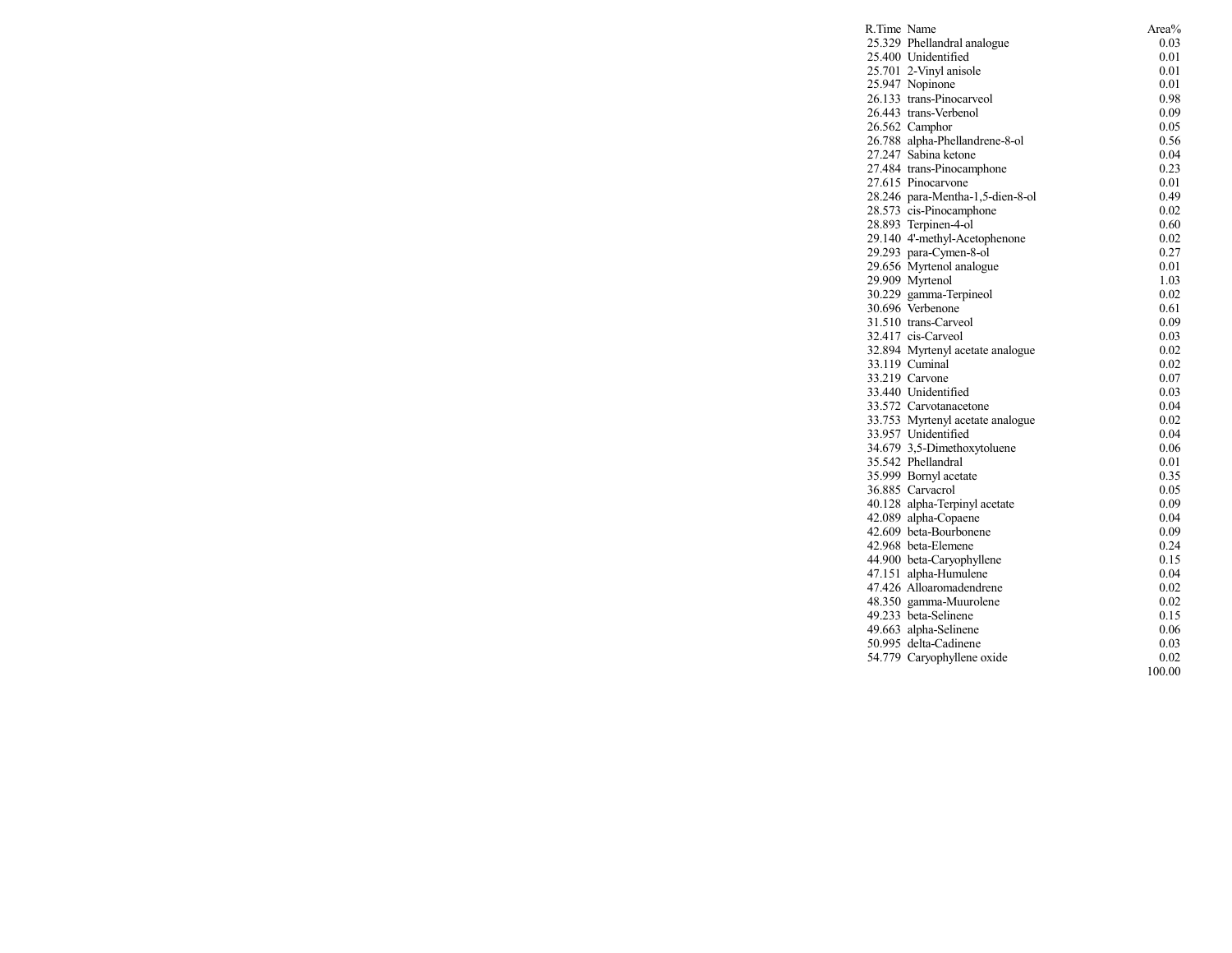| R.Time | Name | Area% |
|---|---|---|
| 25.329 | Phellandral analogue | 0.03 |
| 25.400 | Unidentified | 0.01 |
| 25.701 | 2-Vinyl anisole | 0.01 |
| 25.947 | Nopinone | 0.01 |
| 26.133 | trans-Pinocarveol | 0.98 |
| 26.443 | trans-Verbenol | 0.09 |
| 26.562 | Camphor | 0.05 |
| 26.788 | alpha-Phellandrene-8-ol | 0.56 |
| 27.247 | Sabina ketone | 0.04 |
| 27.484 | trans-Pinocamphone | 0.23 |
| 27.615 | Pinocarvone | 0.01 |
| 28.246 | para-Mentha-1,5-dien-8-ol | 0.49 |
| 28.573 | cis-Pinocamphone | 0.02 |
| 28.893 | Terpinen-4-ol | 0.60 |
| 29.140 | 4'-methyl-Acetophenone | 0.02 |
| 29.293 | para-Cymen-8-ol | 0.27 |
| 29.656 | Myrtenol analogue | 0.01 |
| 29.909 | Myrtenol | 1.03 |
| 30.229 | gamma-Terpineol | 0.02 |
| 30.696 | Verbenone | 0.61 |
| 31.510 | trans-Carveol | 0.09 |
| 32.417 | cis-Carveol | 0.03 |
| 32.894 | Myrtenyl acetate analogue | 0.02 |
| 33.119 | Cuminal | 0.02 |
| 33.219 | Carvone | 0.07 |
| 33.440 | Unidentified | 0.03 |
| 33.572 | Carvotanacetone | 0.04 |
| 33.753 | Myrtenyl acetate analogue | 0.02 |
| 33.957 | Unidentified | 0.04 |
| 34.679 | 3,5-Dimethoxytoluene | 0.06 |
| 35.542 | Phellandral | 0.01 |
| 35.999 | Bornyl acetate | 0.35 |
| 36.885 | Carvacrol | 0.05 |
| 40.128 | alpha-Terpinyl acetate | 0.09 |
| 42.089 | alpha-Copaene | 0.04 |
| 42.609 | beta-Bourbonene | 0.09 |
| 42.968 | beta-Elemene | 0.24 |
| 44.900 | beta-Caryophyllene | 0.15 |
| 47.151 | alpha-Humulene | 0.04 |
| 47.426 | Alloaromadendrene | 0.02 |
| 48.350 | gamma-Muurolene | 0.02 |
| 49.233 | beta-Selinene | 0.15 |
| 49.663 | alpha-Selinene | 0.06 |
| 50.995 | delta-Cadinene | 0.03 |
| 54.779 | Caryophyllene oxide | 0.02 |
| | | 100.00 |